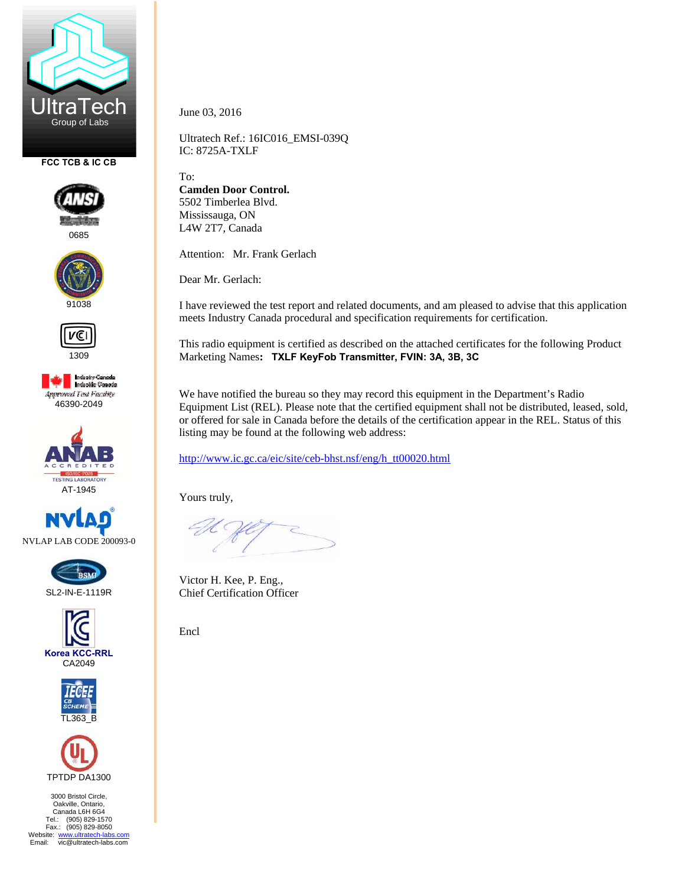UltraTech
Group of Labs

FCC TCB & IC CB

0685

91038

1309

Industry Canada
Industrie Canada
Approved Test Facility
46390-2049

ANAB ACCREDITED ISO/IEC 17025 TESTING LABORATORY
AT-1945

NVLAP LAB CODE 200093-0

SL2-IN-E-1119R

Korea KCC-RRL
CA2049

TL363_B

TPTDP DA1300

3000 Bristol Circle,
Oakville, Ontario,
Canada L6H 6G4
Tel.: (905) 829-1570
Fax.: (905) 829-8050
Website: www.ultratech-labs.com
Email: vic@ultratech-labs.com

June 03, 2016

Ultratech Ref.: 16IC016_EMSI-039Q
IC: 8725A-TXLF

To:
**Camden Door Control.**
5502 Timberlea Blvd.
Mississauga, ON
L4W 2T7, Canada

Attention: Mr. Frank Gerlach

Dear Mr. Gerlach:

I have reviewed the test report and related documents, and am pleased to advise that this application meets Industry Canada procedural and specification requirements for certification.

This radio equipment is certified as described on the attached certificates for the following Product Marketing Names**: TXLF KeyFob Transmitter, FVIN: 3A, 3B, 3C**

We have notified the bureau so they may record this equipment in the Department's Radio Equipment List (REL). Please note that the certified equipment shall not be distributed, leased, sold, or offered for sale in Canada before the details of the certification appear in the REL. Status of this listing may be found at the following web address:

http://www.ic.gc.ca/eic/site/ceb-bhst.nsf/eng/h_tt00020.html

Yours truly,

Victor H. Kee, P. Eng.,
Chief Certification Officer

Encl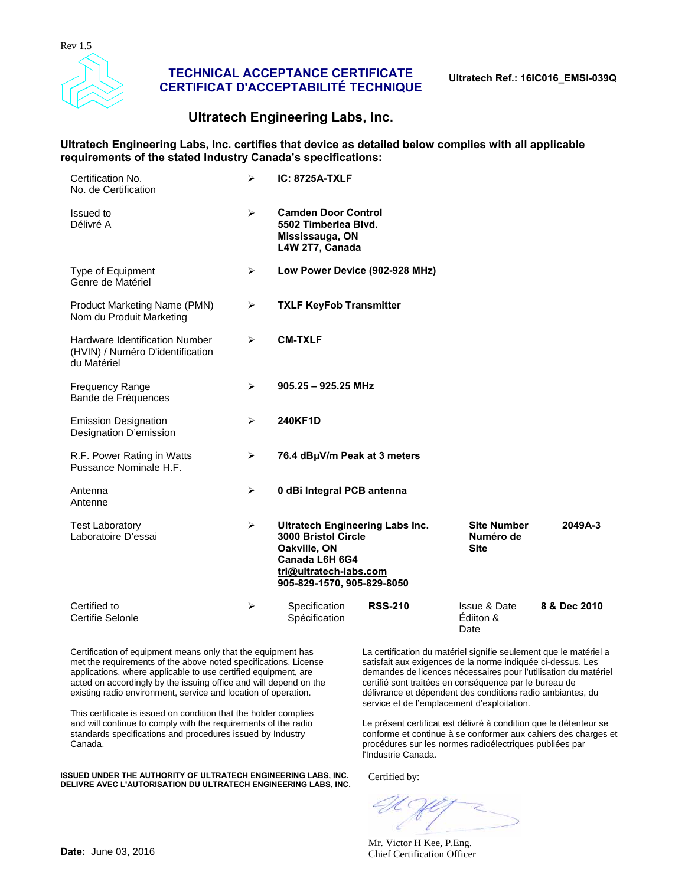Rev 1.5

# TECHNICAL ACCEPTANCE CERTIFICATE
# CERTIFICAT D'ACCEPTABILITÉ TECHNIQUE

**Ultratech Ref.: 16IC016_EMSI-039Q**

## Ultratech Engineering Labs, Inc.

**Ultratech Engineering Labs, Inc. certifies that device as detailed below complies with all applicable requirements of the stated Industry Canada's specifications:**

| | | | | |
|---|---|---|---|---|
| Certification No.<br>No. de Certification | ➢ | **IC: 8725A-TXLF** | | |
| Issued to<br>Délivré A | ➢ | **Camden Door Control<br>5502 Timberlea Blvd.<br>Mississauga, ON<br>L4W 2T7, Canada** | | |
| Type of Equipment<br>Genre de Matériel | ➢ | **Low Power Device (902-928 MHz)** | | |
| Product Marketing Name (PMN)<br>Nom du Produit Marketing | ➢ | **TXLF KeyFob Transmitter** | | |
| Hardware Identification Number (HVIN) / Numéro D'identification du Matériel | ➢ | **CM-TXLF** | | |
| Frequency Range<br>Bande de Fréquences | ➢ | **905.25 – 925.25 MHz** | | |
| Emission Designation<br>Designation D'emission | ➢ | **240KF1D** | | |
| R.F. Power Rating in Watts<br>Pussance Nominale H.F. | ➢ | **76.4 dBμV/m Peak at 3 meters** | | |
| Antenna<br>Antenne | ➢ | **0 dBi Integral PCB antenna** | | |
| Test Laboratory<br>Laboratoire D'essai | ➢ | **Ultratech Engineering Labs Inc.<br>3000 Bristol Circle<br>Oakville, ON<br>Canada L6H 6G4<br>tri@ultratech-labs.com<br>905-829-1570, 905-829-8050** | **Site Number<br>Numéro de Site** | **2049A-3** |
| Certified to<br>Certifie Selonle | ➢ | Specification<br>Spécification **RSS-210** | Issue & Date<br>Édiiton & Date | **8 & Dec 2010** |

Certification of equipment means only that the equipment has met the requirements of the above noted specifications. License applications, where applicable to use certified equipment, are acted on accordingly by the issuing office and will depend on the existing radio environment, service and location of operation.

This certificate is issued on condition that the holder complies and will continue to comply with the requirements of the radio standards specifications and procedures issued by Industry Canada.

La certification du matériel signifie seulement que le matériel a satisfait aux exigences de la norme indiquée ci-dessus. Les demandes de licences nécessaires pour l'utilisation du matériel certifié sont traitées en conséquence par le bureau de délivrance et dépendent des conditions radio ambiantes, du service et de l'emplacement d'exploitation.

Le présent certificat est délivré à condition que le détenteur se conforme et continue à se conformer aux cahiers des charges et procédures sur les normes radioélectriques publiées par l'Industrie Canada.

**ISSUED UNDER THE AUTHORITY OF ULTRATECH ENGINEERING LABS, INC.**
**DELIVRE AVEC L'AUTORISATION DU ULTRATECH ENGINEERING LABS, INC.**

Certified by:

Mr. Victor H Kee, P.Eng.
Chief Certification Officer

**Date:** June 03, 2016